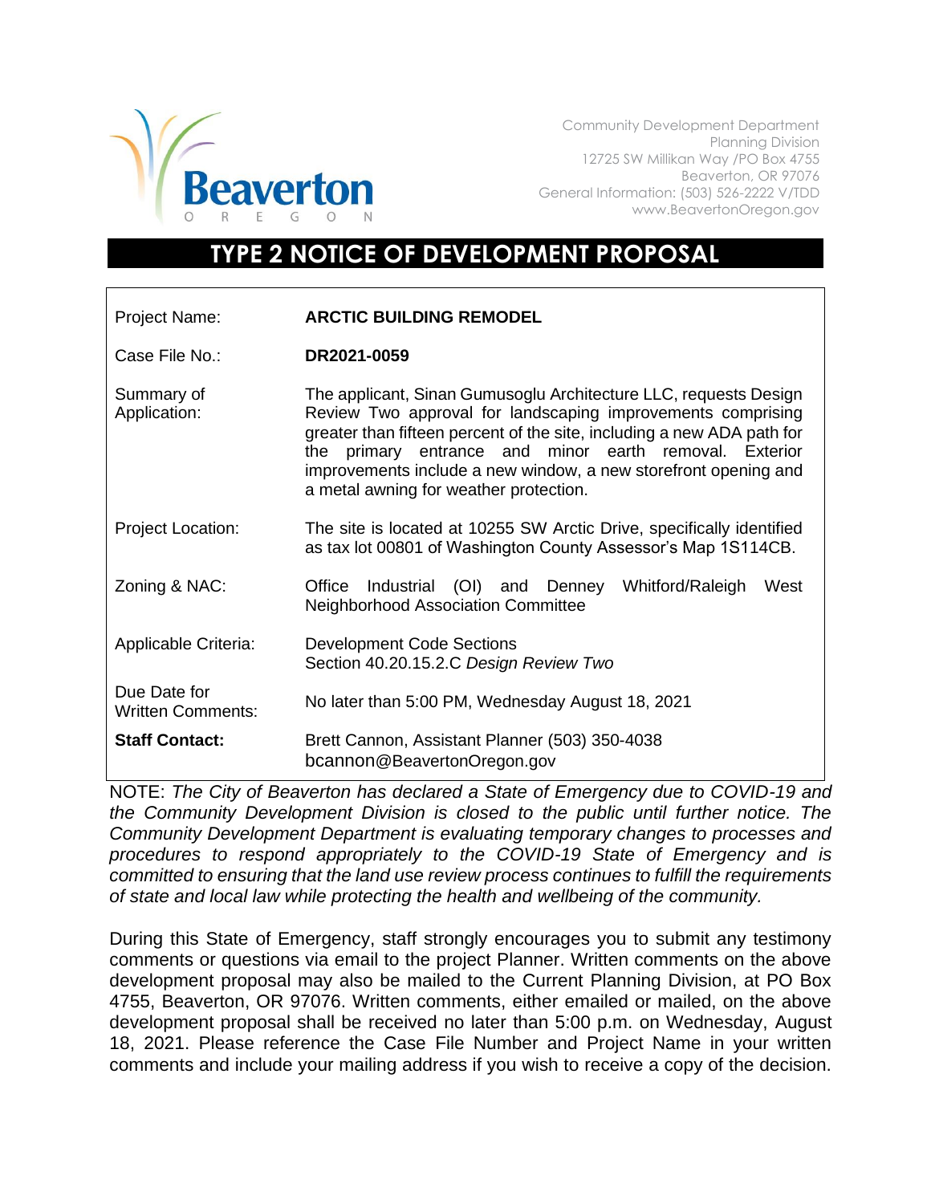Beaverton
OREGON

Community Development Department
Planning Division
12725 SW Millikan Way /PO Box 4755
Beaverton, OR 97076
General Information: (503) 526-2222 V/TDD
www.BeavertonOregon.gov

# TYPE 2 NOTICE OF DEVELOPMENT PROPOSAL

| | |
|---|---|
| Project Name: | **ARCTIC BUILDING REMODEL** |
| Case File No.: | **DR2021-0059** |
| Summary of Application: | The applicant, Sinan Gumusoglu Architecture LLC, requests Design Review Two approval for landscaping improvements comprising greater than fifteen percent of the site, including a new ADA path for the primary entrance and minor earth removal. Exterior improvements include a new window, a new storefront opening and a metal awning for weather protection. |
| Project Location: | The site is located at 10255 SW Arctic Drive, specifically identified as tax lot 00801 of Washington County Assessor's Map 1S114CB. |
| Zoning & NAC: | Office Industrial (OI) and Denney Whitford/Raleigh West Neighborhood Association Committee |
| Applicable Criteria: | Development Code Sections<br>Section 40.20.15.2.C *Design Review Two* |
| Due Date for Written Comments: | No later than 5:00 PM, Wednesday August 18, 2021 |
| **Staff Contact:** | Brett Cannon, Assistant Planner (503) 350-4038<br>bcannon@BeavertonOregon.gov |

NOTE: *The City of Beaverton has declared a State of Emergency due to COVID-19 and the Community Development Division is closed to the public until further notice. The Community Development Department is evaluating temporary changes to processes and procedures to respond appropriately to the COVID-19 State of Emergency and is committed to ensuring that the land use review process continues to fulfill the requirements of state and local law while protecting the health and wellbeing of the community.*

During this State of Emergency, staff strongly encourages you to submit any testimony comments or questions via email to the project Planner. Written comments on the above development proposal may also be mailed to the Current Planning Division, at PO Box 4755, Beaverton, OR 97076. Written comments, either emailed or mailed, on the above development proposal shall be received no later than 5:00 p.m. on Wednesday, August 18, 2021. Please reference the Case File Number and Project Name in your written comments and include your mailing address if you wish to receive a copy of the decision.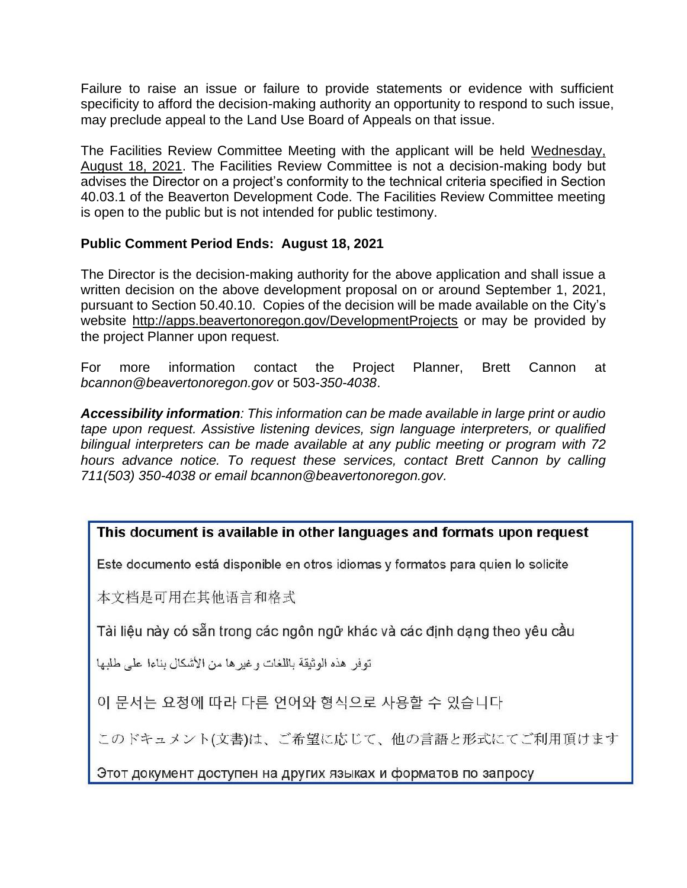Failure to raise an issue or failure to provide statements or evidence with sufficient specificity to afford the decision-making authority an opportunity to respond to such issue, may preclude appeal to the Land Use Board of Appeals on that issue.

The Facilities Review Committee Meeting with the applicant will be held Wednesday, August 18, 2021. The Facilities Review Committee is not a decision-making body but advises the Director on a project's conformity to the technical criteria specified in Section 40.03.1 of the Beaverton Development Code. The Facilities Review Committee meeting is open to the public but is not intended for public testimony.

**Public Comment Period Ends: August 18, 2021**

The Director is the decision-making authority for the above application and shall issue a written decision on the above development proposal on or around September 1, 2021, pursuant to Section 50.40.10. Copies of the decision will be made available on the City's website http://apps.beavertonoregon.gov/DevelopmentProjects or may be provided by the project Planner upon request.

For more information contact the Project Planner, Brett Cannon at *bcannon@beavertonoregon.gov* or 503-*350-4038*.

***Accessibility information****: This information can be made available in large print or audio tape upon request. Assistive listening devices, sign language interpreters, or qualified bilingual interpreters can be made available at any public meeting or program with 72 hours advance notice. To request these services, contact Brett Cannon by calling 711(503) 350-4038 or email bcannon@beavertonoregon.gov.*

**This document is available in other languages and formats upon request**

Este documento está disponible en otros idiomas y formatos para quien lo solicite

本文档是可用在其他语言和格式

Tài liệu này có sẵn trong các ngôn ngữ khác và các định dạng theo yêu cầu

توفر هذه الوثيقة باللغات وغيرها من الأشكال بناءا على طلبها

이 문서는 요청에 따라 다른 언어와 형식으로 사용할 수 있습니다

このドキュメント(文書)は、ご希望に応じて、他の言語と形式にてご利用頂けます

Этот документ доступен на других языках и форматов по запросу